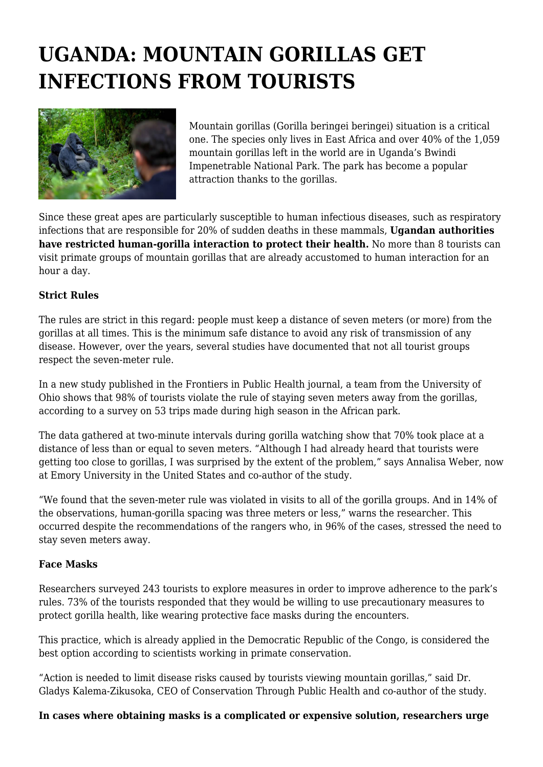# UGANDA: MOUNTAIN GORILLAS GET INFECTIONS FROM TOURISTS

Mountain gorillas (Gorilla beringei beringei) situation is a critical one. The species only lives in East Africa and over 40% of the 1,059 mountain gorillas left in the world are in Uganda's Bwindi Impenetrable National Park. The park has become a popular attraction thanks to the gorillas.

Since these great apes are particularly susceptible to human infectious diseases, such as respiratory infections that are responsible for 20% of sudden deaths in these mammals, **Ugandan authorities have restricted human-gorilla interaction to protect their health.** No more than 8 tourists can visit primate groups of mountain gorillas that are already accustomed to human interaction for an hour a day.

**Strict Rules**

The rules are strict in this regard: people must keep a distance of seven meters (or more) from the gorillas at all times. This is the minimum safe distance to avoid any risk of transmission of any disease. However, over the years, several studies have documented that not all tourist groups respect the seven-meter rule.

In a new study published in the Frontiers in Public Health journal, a team from the University of Ohio shows that 98% of tourists violate the rule of staying seven meters away from the gorillas, according to a survey on 53 trips made during high season in the African park.

The data gathered at two-minute intervals during gorilla watching show that 70% took place at a distance of less than or equal to seven meters. "Although I had already heard that tourists were getting too close to gorillas, I was surprised by the extent of the problem," says Annalisa Weber, now at Emory University in the United States and co-author of the study.

"We found that the seven-meter rule was violated in visits to all of the gorilla groups. And in 14% of the observations, human-gorilla spacing was three meters or less," warns the researcher. This occurred despite the recommendations of the rangers who, in 96% of the cases, stressed the need to stay seven meters away.

**Face Masks**

Researchers surveyed 243 tourists to explore measures in order to improve adherence to the park's rules. 73% of the tourists responded that they would be willing to use precautionary measures to protect gorilla health, like wearing protective face masks during the encounters.

This practice, which is already applied in the Democratic Republic of the Congo, is considered the best option according to scientists working in primate conservation.

"Action is needed to limit disease risks caused by tourists viewing mountain gorillas," said Dr. Gladys Kalema-Zikusoka, CEO of Conservation Through Public Health and co-author of the study.

**In cases where obtaining masks is a complicated or expensive solution, researchers urge**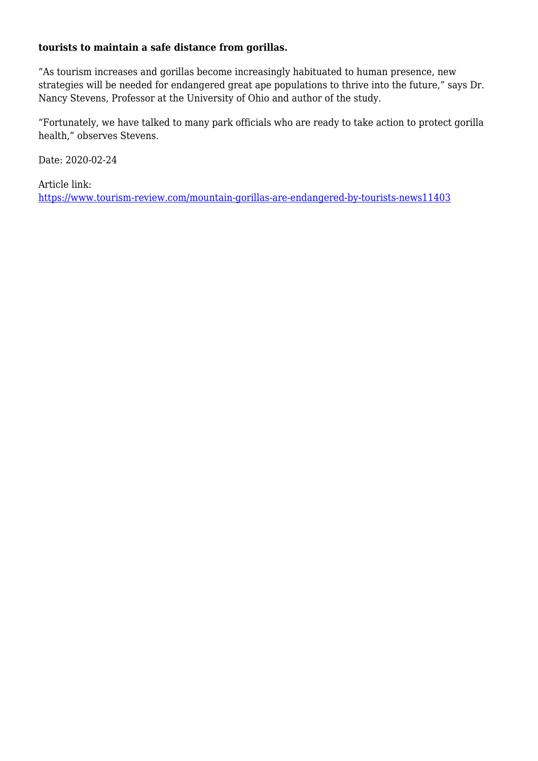**tourists to maintain a safe distance from gorillas.**

“As tourism increases and gorillas become increasingly habituated to human presence, new strategies will be needed for endangered great ape populations to thrive into the future,” says Dr. Nancy Stevens, Professor at the University of Ohio and author of the study.

“Fortunately, we have talked to many park officials who are ready to take action to protect gorilla health,” observes Stevens.

Date: 2020-02-24

Article link:
https://www.tourism-review.com/mountain-gorillas-are-endangered-by-tourists-news11403